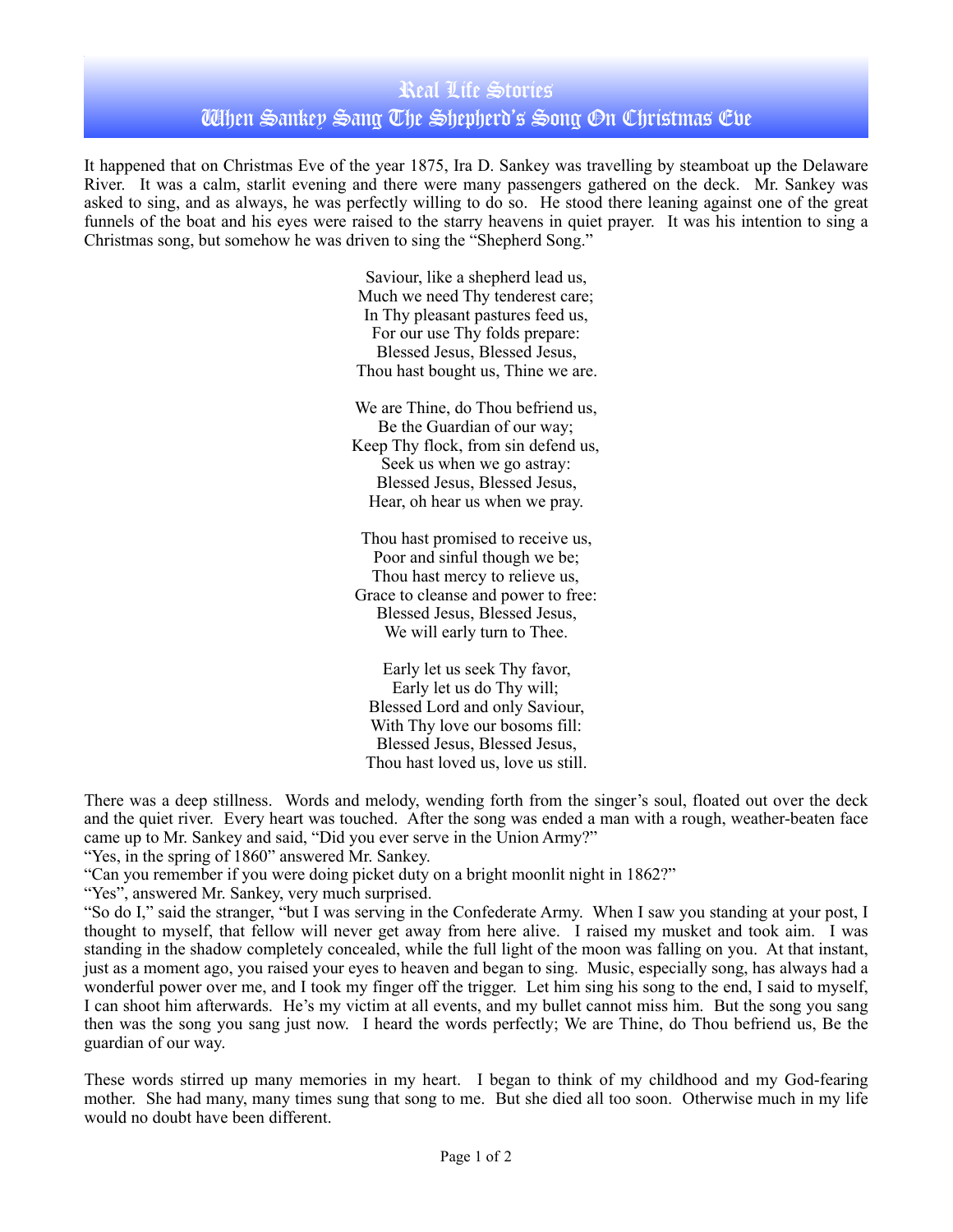# Real Life Stories
## When Sankey Sang The Shepherd's Song On Christmas Eve

It happened that on Christmas Eve of the year 1875, Ira D. Sankey was travelling by steamboat up the Delaware River. It was a calm, starlit evening and there were many passengers gathered on the deck. Mr. Sankey was asked to sing, and as always, he was perfectly willing to do so. He stood there leaning against one of the great funnels of the boat and his eyes were raised to the starry heavens in quiet prayer. It was his intention to sing a Christmas song, but somehow he was driven to sing the "Shepherd Song."

Saviour, like a shepherd lead us,
Much we need Thy tenderest care;
In Thy pleasant pastures feed us,
For our use Thy folds prepare:
Blessed Jesus, Blessed Jesus,
Thou hast bought us, Thine we are.

We are Thine, do Thou befriend us,
Be the Guardian of our way;
Keep Thy flock, from sin defend us,
Seek us when we go astray:
Blessed Jesus, Blessed Jesus,
Hear, oh hear us when we pray.

Thou hast promised to receive us,
Poor and sinful though we be;
Thou hast mercy to relieve us,
Grace to cleanse and power to free:
Blessed Jesus, Blessed Jesus,
We will early turn to Thee.

Early let us seek Thy favor,
Early let us do Thy will;
Blessed Lord and only Saviour,
With Thy love our bosoms fill:
Blessed Jesus, Blessed Jesus,
Thou hast loved us, love us still.

There was a deep stillness. Words and melody, wending forth from the singer's soul, floated out over the deck and the quiet river. Every heart was touched. After the song was ended a man with a rough, weather-beaten face came up to Mr. Sankey and said, "Did you ever serve in the Union Army?"

"Yes, in the spring of 1860" answered Mr. Sankey.

"Can you remember if you were doing picket duty on a bright moonlit night in 1862?"

"Yes", answered Mr. Sankey, very much surprised.

"So do I," said the stranger, "but I was serving in the Confederate Army. When I saw you standing at your post, I thought to myself, that fellow will never get away from here alive. I raised my musket and took aim. I was standing in the shadow completely concealed, while the full light of the moon was falling on you. At that instant, just as a moment ago, you raised your eyes to heaven and began to sing. Music, especially song, has always had a wonderful power over me, and I took my finger off the trigger. Let him sing his song to the end, I said to myself, I can shoot him afterwards. He's my victim at all events, and my bullet cannot miss him. But the song you sang then was the song you sang just now. I heard the words perfectly; We are Thine, do Thou befriend us, Be the guardian of our way.

These words stirred up many memories in my heart. I began to think of my childhood and my God-fearing mother. She had many, many times sung that song to me. But she died all too soon. Otherwise much in my life would no doubt have been different.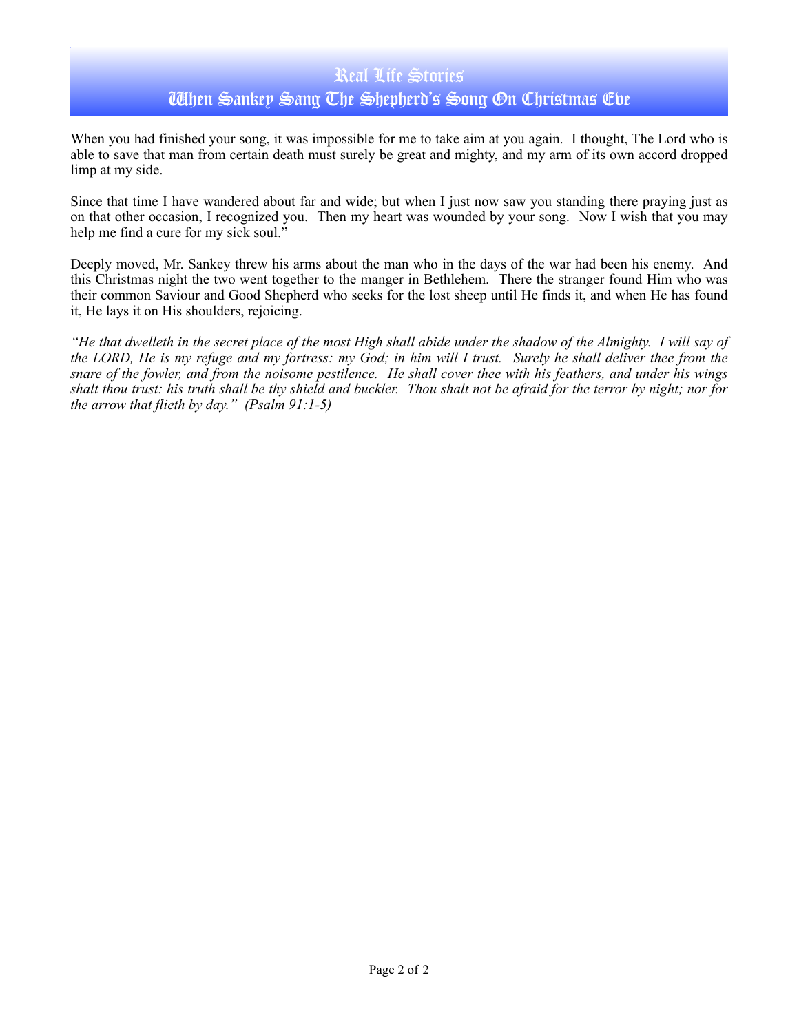When you had finished your song, it was impossible for me to take aim at you again. I thought, The Lord who is able to save that man from certain death must surely be great and mighty, and my arm of its own accord dropped limp at my side.

Since that time I have wandered about far and wide; but when I just now saw you standing there praying just as on that other occasion, I recognized you. Then my heart was wounded by your song. Now I wish that you may help me find a cure for my sick soul."

Deeply moved, Mr. Sankey threw his arms about the man who in the days of the war had been his enemy. And this Christmas night the two went together to the manger in Bethlehem. There the stranger found Him who was their common Saviour and Good Shepherd who seeks for the lost sheep until He finds it, and when He has found it, He lays it on His shoulders, rejoicing.

*"He that dwelleth in the secret place of the most High shall abide under the shadow of the Almighty. I will say of the LORD, He is my refuge and my fortress: my God; in him will I trust. Surely he shall deliver thee from the snare of the fowler, and from the noisome pestilence. He shall cover thee with his feathers, and under his wings shalt thou trust: his truth shall be thy shield and buckler. Thou shalt not be afraid for the terror by night; nor for the arrow that flieth by day." (Psalm 91:1-5)*